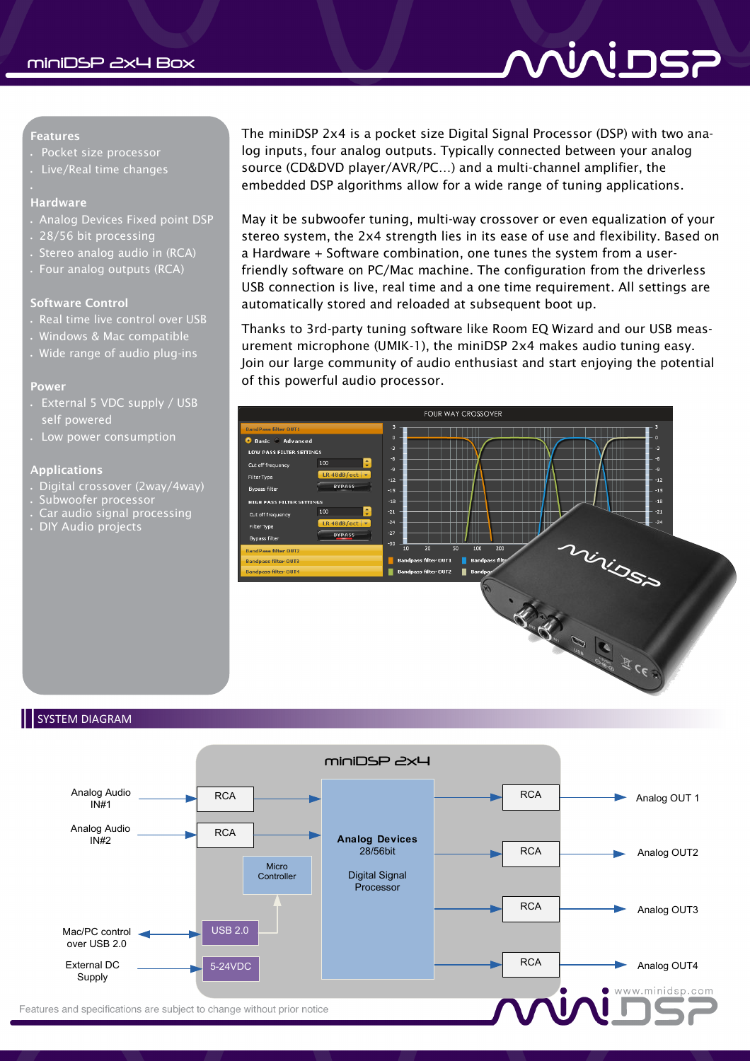# miniDSP 2x4 Box

## Features
- Pocket size processor
- Live/Real time changes

## Hardware
- Analog Devices Fixed point DSP
- 28/56 bit processing
- Stereo analog audio in (RCA)
- Four analog outputs (RCA)

## Software Control
- Real time live control over USB
- Windows & Mac compatible
- Wide range of audio plug-ins

## Power
- External 5 VDC supply / USB self powered
- Low power consumption

## Applications
- Digital crossover (2way/4way)
- Subwoofer processor
- Car audio signal processing
- DIY Audio projects

The miniDSP 2x4 is a pocket size Digital Signal Processor (DSP) with two analog inputs, four analog outputs. Typically connected between your analog source (CD&DVD player/AVR/PC...) and a multi-channel amplifier, the embedded DSP algorithms allow for a wide range of tuning applications.

May it be subwoofer tuning, multi-way crossover or even equalization of your stereo system, the 2x4 strength lies in its ease of use and flexibility. Based on a Hardware + Software combination, one tunes the system from a user-friendly software on PC/Mac machine. The configuration from the driverless USB connection is live, real time and a one time requirement. All settings are automatically stored and reloaded at subsequent boot up.

Thanks to 3rd-party tuning software like Room EQ Wizard and our USB measurement microphone (UMIK-1), the miniDSP 2x4 makes audio tuning easy. Join our large community of audio enthusiast and start enjoying the potential of this powerful audio processor.

## SYSTEM DIAGRAM

miniDSP 2x4

- Analog Audio IN#1 → RCA → Analog Devices 28/56bit Digital Signal Processor
- Analog Audio IN#2 → RCA → Analog Devices 28/56bit Digital Signal Processor
- Mac/PC control over USB 2.0 ↔ USB 2.0 → Micro Controller
- External DC Supply → 5-24VDC
- Digital Signal Processor → RCA → Analog OUT 1
- Digital Signal Processor → RCA → Analog OUT2
- Digital Signal Processor → RCA → Analog OUT3
- Digital Signal Processor → RCA → Analog OUT4

Features and specifications are subject to change without prior notice

www.minidsp.com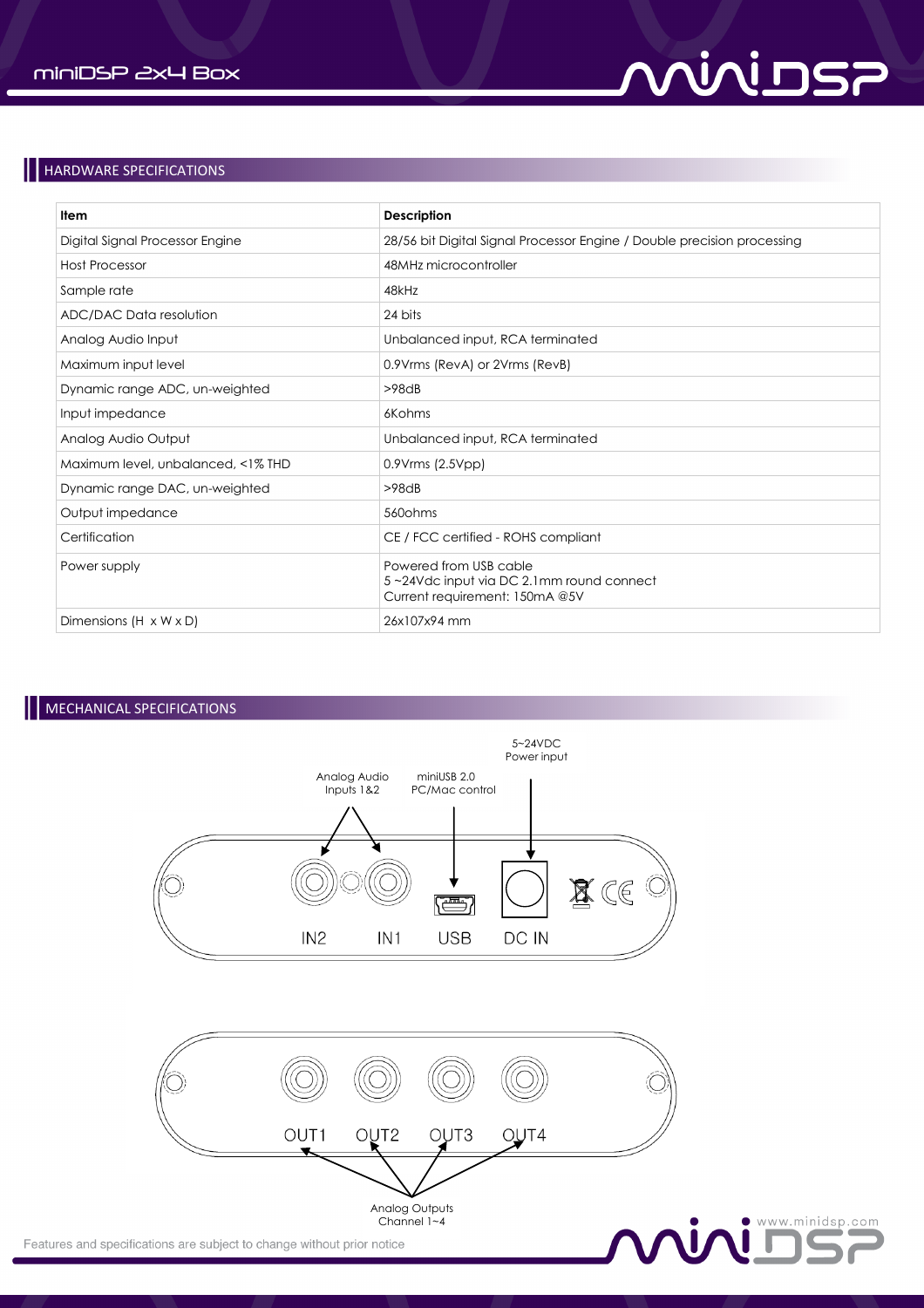## HARDWARE SPECIFICATIONS

| Item | Description |
|---|---|
| Digital Signal Processor Engine | 28/56 bit Digital Signal Processor Engine / Double precision processing |
| Host Processor | 48MHz microcontroller |
| Sample rate | 48kHz |
| ADC/DAC Data resolution | 24 bits |
| Analog Audio Input | Unbalanced input, RCA terminated |
| Maximum input level | 0.9Vrms (RevA) or 2Vrms (RevB) |
| Dynamic range ADC, un-weighted | >98dB |
| Input impedance | 6Kohms |
| Analog Audio Output | Unbalanced input, RCA terminated |
| Maximum level, unbalanced, <1% THD | 0.9Vrms (2.5Vpp) |
| Dynamic range DAC, un-weighted | >98dB |
| Output impedance | 560ohms |
| Certification | CE / FCC certified - ROHS compliant |
| Power supply | Powered from USB cable<br>5 ~24Vdc input via DC 2.1mm round connect<br>Current requirement: 150mA @5V |
| Dimensions (H x W x D) | 26x107x94 mm |

## MECHANICAL SPECIFICATIONS

5~24VDC
Power input

Analog Audio
Inputs 1&2

miniUSB 2.0
PC/Mac control

IN2 IN1 USB DC IN

OUT1 OUT2 OUT3 OUT4

Analog Outputs
Channel 1~4

Features and specifications are subject to change without prior notice

www.minidsp.com